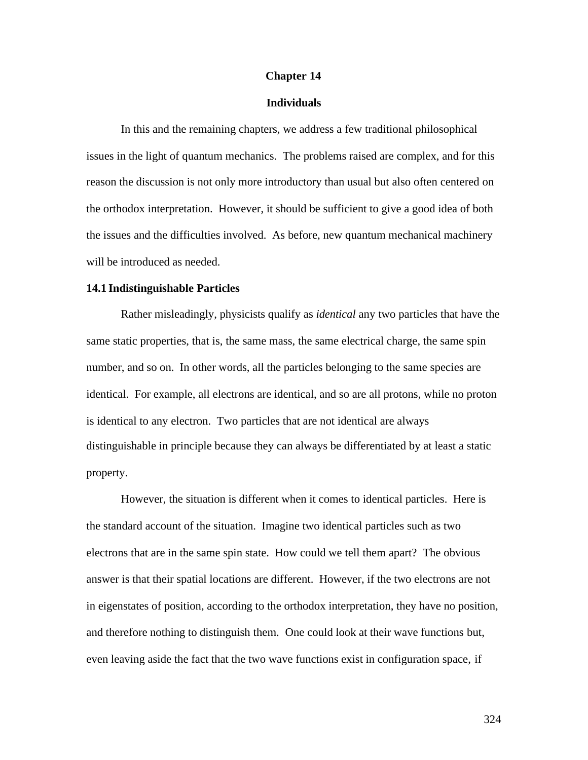# Chapter 14

## Individuals

In this and the remaining chapters, we address a few traditional philosophical issues in the light of quantum mechanics. The problems raised are complex, and for this reason the discussion is not only more introductory than usual but also often centered on the orthodox interpretation. However, it should be sufficient to give a good idea of both the issues and the difficulties involved. As before, new quantum mechanical machinery will be introduced as needed.

### 14.1 Indistinguishable Particles

Rather misleadingly, physicists qualify as *identical* any two particles that have the same static properties, that is, the same mass, the same electrical charge, the same spin number, and so on. In other words, all the particles belonging to the same species are identical. For example, all electrons are identical, and so are all protons, while no proton is identical to any electron. Two particles that are not identical are always distinguishable in principle because they can always be differentiated by at least a static property.

However, the situation is different when it comes to identical particles. Here is the standard account of the situation. Imagine two identical particles such as two electrons that are in the same spin state. How could we tell them apart? The obvious answer is that their spatial locations are different. However, if the two electrons are not in eigenstates of position, according to the orthodox interpretation, they have no position, and therefore nothing to distinguish them. One could look at their wave functions but, even leaving aside the fact that the two wave functions exist in configuration space, if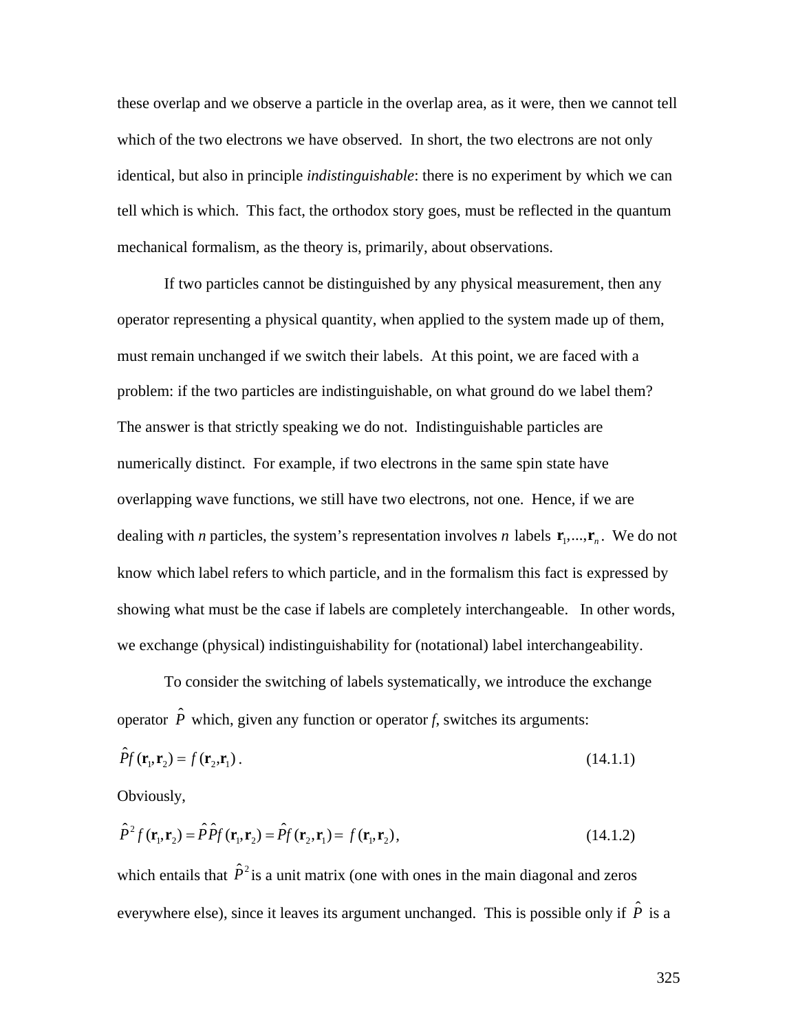these overlap and we observe a particle in the overlap area, as it were, then we cannot tell which of the two electrons we have observed. In short, the two electrons are not only identical, but also in principle *indistinguishable*: there is no experiment by which we can tell which is which. This fact, the orthodox story goes, must be reflected in the quantum mechanical formalism, as the theory is, primarily, about observations.

If two particles cannot be distinguished by any physical measurement, then any operator representing a physical quantity, when applied to the system made up of them, must remain unchanged if we switch their labels. At this point, we are faced with a problem: if the two particles are indistinguishable, on what ground do we label them? The answer is that strictly speaking we do not. Indistinguishable particles are numerically distinct. For example, if two electrons in the same spin state have overlapping wave functions, we still have two electrons, not one. Hence, if we are dealing with *n* particles, the system's representation involves *n* labels $\mathbf{r}_1,...,\mathbf{r}_n$. We do not know which label refers to which particle, and in the formalism this fact is expressed by showing what must be the case if labels are completely interchangeable. In other words, we exchange (physical) indistinguishability for (notational) label interchangeability.

To consider the switching of labels systematically, we introduce the exchange operator $\hat{P}$ which, given any function or operator *f*, switches its arguments:

$$\hat{P}f(\mathbf{r}_1,\mathbf{r}_2) = f(\mathbf{r}_2,\mathbf{r}_1). \tag{14.1.1}$$

Obviously,

$$\hat{P}^2 f(\mathbf{r}_1,\mathbf{r}_2) = \hat{P}\hat{P}f(\mathbf{r}_1,\mathbf{r}_2) = \hat{P}f(\mathbf{r}_2,\mathbf{r}_1) = f(\mathbf{r}_1,\mathbf{r}_2), \tag{14.1.2}$$

which entails that $\hat{P}^2$ is a unit matrix (one with ones in the main diagonal and zeros everywhere else), since it leaves its argument unchanged. This is possible only if $\hat{P}$ is a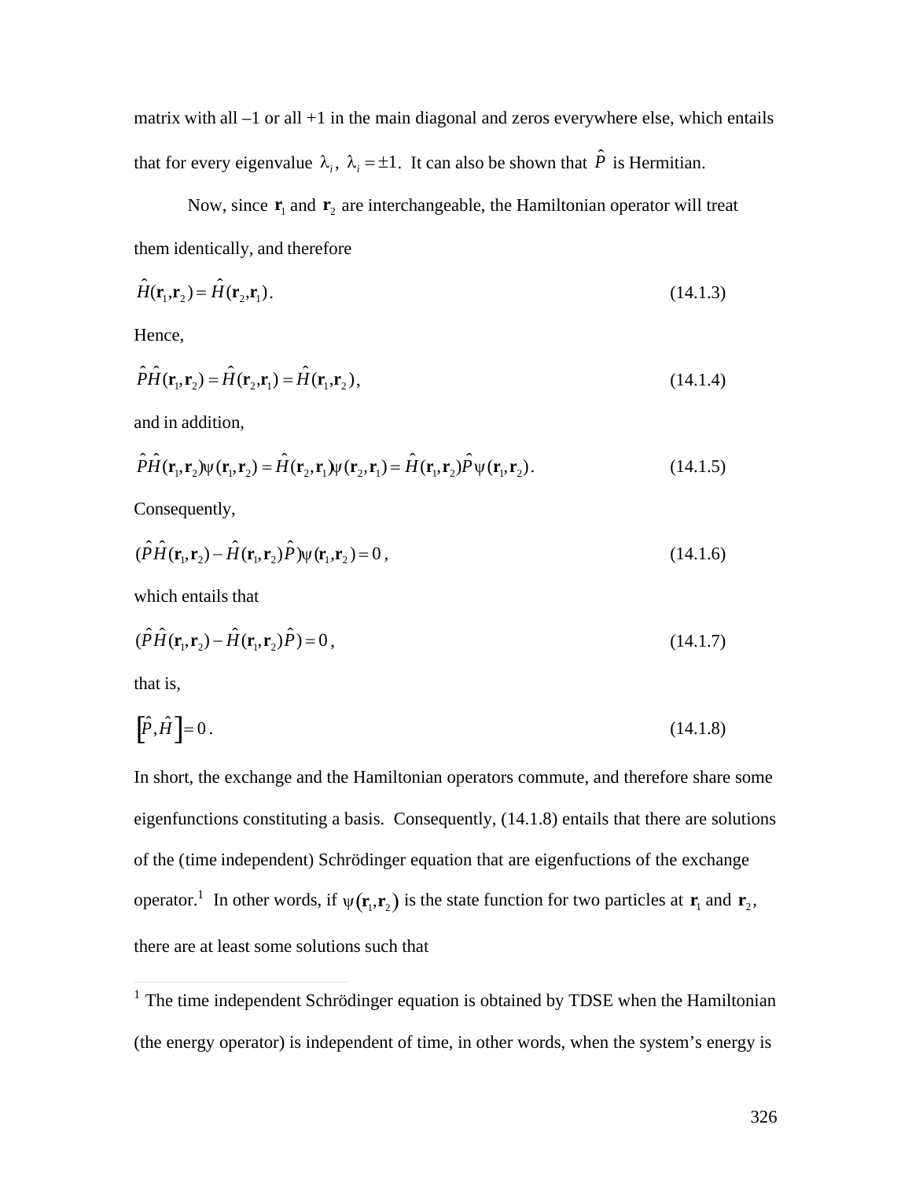matrix with all –1 or all +1 in the main diagonal and zeros everywhere else, which entails that for every eigenvalue $\lambda_i$, $\lambda_i = \pm 1$. It can also be shown that $\hat{P}$ is Hermitian.

Now, since $\mathbf{r}_1$ and $\mathbf{r}_2$ are interchangeable, the Hamiltonian operator will treat them identically, and therefore

$$\hat{H}(\mathbf{r}_1,\mathbf{r}_2) = \hat{H}(\mathbf{r}_2,\mathbf{r}_1). \tag{14.1.3}$$

Hence,

$$\hat{P}\hat{H}(\mathbf{r}_1,\mathbf{r}_2) = \hat{H}(\mathbf{r}_2,\mathbf{r}_1) = \hat{H}(\mathbf{r}_1,\mathbf{r}_2), \tag{14.1.4}$$

and in addition,

$$\hat{P}\hat{H}(\mathbf{r}_1,\mathbf{r}_2)\psi(\mathbf{r}_1,\mathbf{r}_2) = \hat{H}(\mathbf{r}_2,\mathbf{r}_1)\psi(\mathbf{r}_2,\mathbf{r}_1) = \hat{H}(\mathbf{r}_1,\mathbf{r}_2)\hat{P}\psi(\mathbf{r}_1,\mathbf{r}_2). \tag{14.1.5}$$

Consequently,

$$(\hat{P}\hat{H}(\mathbf{r}_1,\mathbf{r}_2) - \hat{H}(\mathbf{r}_1,\mathbf{r}_2)\hat{P})\psi(\mathbf{r}_1,\mathbf{r}_2) = 0, \tag{14.1.6}$$

which entails that

$$(\hat{P}\hat{H}(\mathbf{r}_1,\mathbf{r}_2) - \hat{H}(\mathbf{r}_1,\mathbf{r}_2)\hat{P}) = 0, \tag{14.1.7}$$

that is,

$$\left[\hat{P},\hat{H}\right] = 0. \tag{14.1.8}$$

In short, the exchange and the Hamiltonian operators commute, and therefore share some eigenfunctions constituting a basis. Consequently, (14.1.8) entails that there are solutions of the (time independent) Schrödinger equation that are eigenfuctions of the exchange operator.[1] In other words, if $\psi(\mathbf{r}_1,\mathbf{r}_2)$ is the state function for two particles at $\mathbf{r}_1$ and $\mathbf{r}_2$, there are at least some solutions such that

---

[1] The time independent Schrödinger equation is obtained by TDSE when the Hamiltonian (the energy operator) is independent of time, in other words, when the system's energy is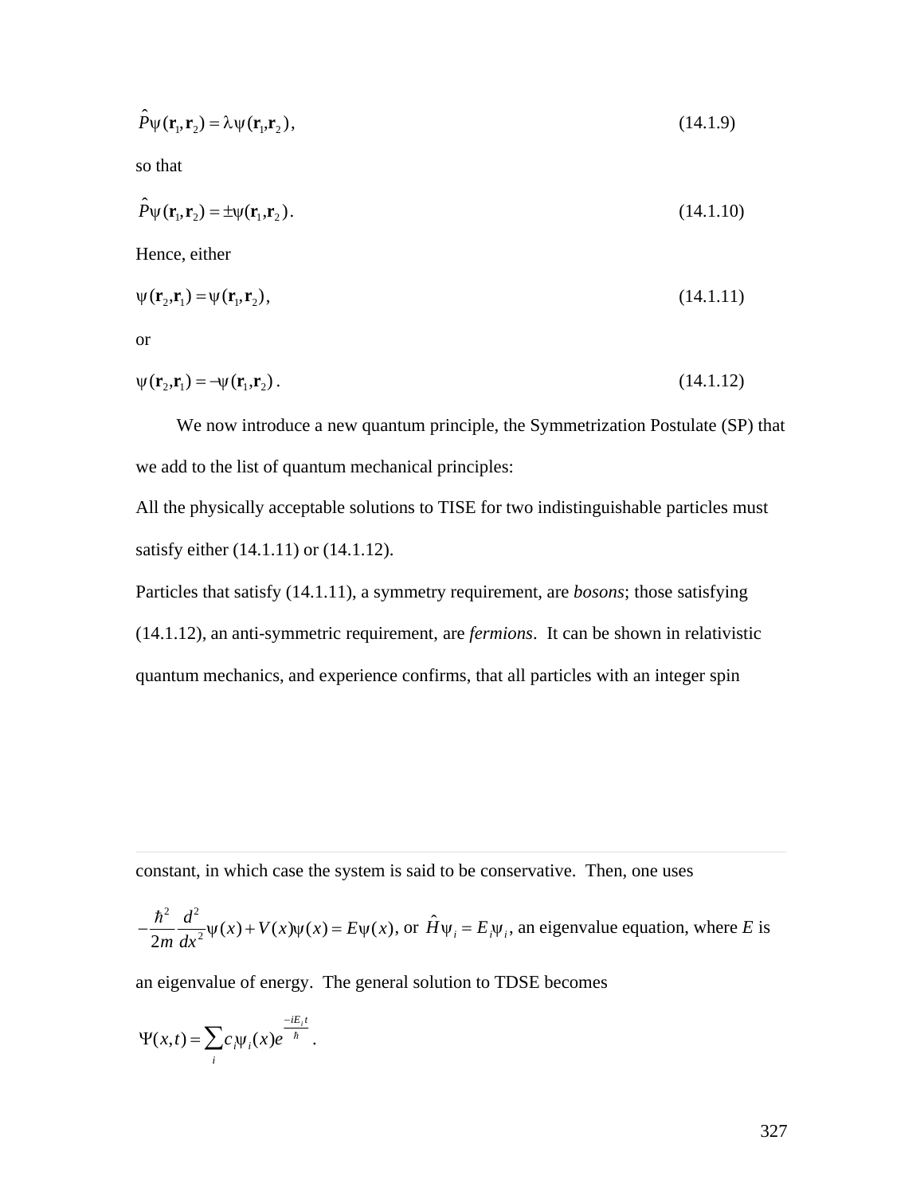$$\hat{P}\psi(\mathbf{r}_1, \mathbf{r}_2) = \lambda\,\psi(\mathbf{r}_1, \mathbf{r}_2)\,, \tag{14.1.9}$$

so that

$$\hat{P}\psi(\mathbf{r}_1, \mathbf{r}_2) = \pm\psi(\mathbf{r}_1, \mathbf{r}_2)\,. \tag{14.1.10}$$

Hence, either

$$\psi(\mathbf{r}_2, \mathbf{r}_1) = \psi(\mathbf{r}_1, \mathbf{r}_2)\,, \tag{14.1.11}$$

or

$$\psi(\mathbf{r}_2, \mathbf{r}_1) = -\psi(\mathbf{r}_1, \mathbf{r}_2)\,. \tag{14.1.12}$$

We now introduce a new quantum principle, the Symmetrization Postulate (SP) that we add to the list of quantum mechanical principles:

All the physically acceptable solutions to TISE for two indistinguishable particles must satisfy either (14.1.11) or (14.1.12).

Particles that satisfy (14.1.11), a symmetry requirement, are *bosons*; those satisfying (14.1.12), an anti-symmetric requirement, are *fermions*. It can be shown in relativistic quantum mechanics, and experience confirms, that all particles with an integer spin

---

constant, in which case the system is said to be conservative. Then, one uses

$-\dfrac{\hbar^2}{2m}\dfrac{d^2}{dx^2}\psi(x) + V(x)\psi(x) = E\psi(x)$, or $\hat{H}\psi_i = E_i\psi_i$, an eigenvalue equation, where $E$ is an eigenvalue of energy. The general solution to TDSE becomes

$$\Psi(x,t) = \sum_i c_i\psi_i(x)e^{\frac{-iE_i t}{\hbar}}\,.$$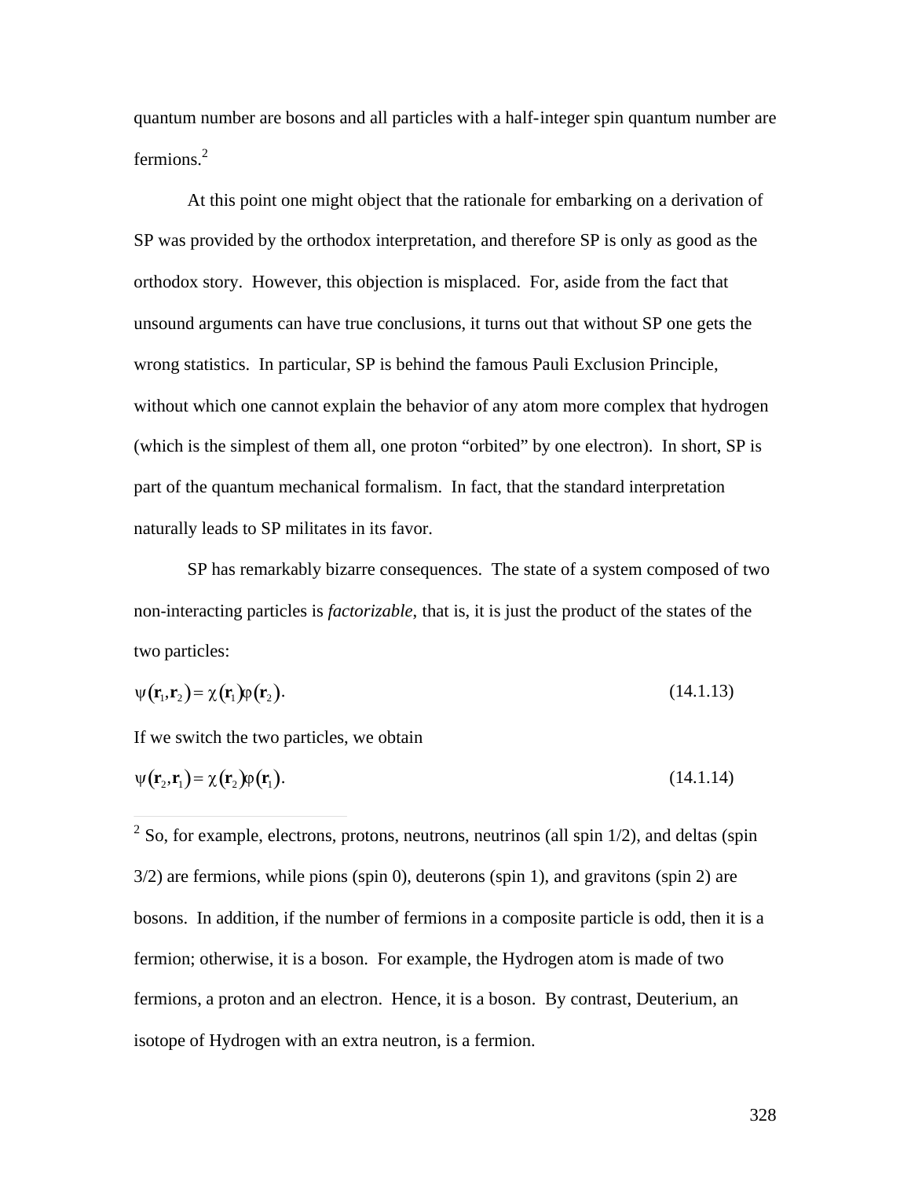quantum number are bosons and all particles with a half-integer spin quantum number are fermions.[2]

At this point one might object that the rationale for embarking on a derivation of SP was provided by the orthodox interpretation, and therefore SP is only as good as the orthodox story. However, this objection is misplaced. For, aside from the fact that unsound arguments can have true conclusions, it turns out that without SP one gets the wrong statistics. In particular, SP is behind the famous Pauli Exclusion Principle, without which one cannot explain the behavior of any atom more complex that hydrogen (which is the simplest of them all, one proton "orbited" by one electron). In short, SP is part of the quantum mechanical formalism. In fact, that the standard interpretation naturally leads to SP militates in its favor.

SP has remarkably bizarre consequences. The state of a system composed of two non-interacting particles is *factorizable*, that is, it is just the product of the states of the two particles:

$$\psi(\mathbf{r}_1,\mathbf{r}_2) = \chi(\mathbf{r}_1)\varphi(\mathbf{r}_2). \tag{14.1.13}$$

If we switch the two particles, we obtain

$$\psi(\mathbf{r}_2,\mathbf{r}_1) = \chi(\mathbf{r}_2)\varphi(\mathbf{r}_1). \tag{14.1.14}$$

---

[2] So, for example, electrons, protons, neutrons, neutrinos (all spin 1/2), and deltas (spin 3/2) are fermions, while pions (spin 0), deuterons (spin 1), and gravitons (spin 2) are bosons. In addition, if the number of fermions in a composite particle is odd, then it is a fermion; otherwise, it is a boson. For example, the Hydrogen atom is made of two fermions, a proton and an electron. Hence, it is a boson. By contrast, Deuterium, an isotope of Hydrogen with an extra neutron, is a fermion.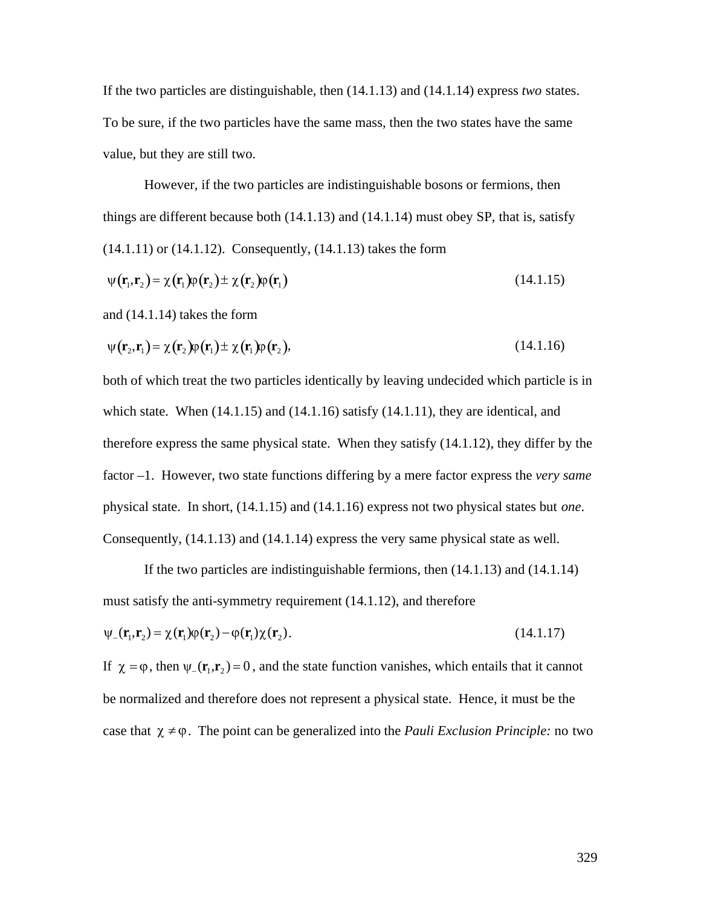If the two particles are distinguishable, then (14.1.13) and (14.1.14) express *two* states. To be sure, if the two particles have the same mass, then the two states have the same value, but they are still two.

However, if the two particles are indistinguishable bosons or fermions, then things are different because both (14.1.13) and (14.1.14) must obey SP, that is, satisfy (14.1.11) or (14.1.12). Consequently, (14.1.13) takes the form

$$\psi(\mathbf{r}_1,\mathbf{r}_2) = \chi(\mathbf{r}_1)\varphi(\mathbf{r}_2) \pm \chi(\mathbf{r}_2)\varphi(\mathbf{r}_1) \tag{14.1.15}$$

and (14.1.14) takes the form

$$\psi(\mathbf{r}_2,\mathbf{r}_1) = \chi(\mathbf{r}_2)\varphi(\mathbf{r}_1) \pm \chi(\mathbf{r}_1)\varphi(\mathbf{r}_2), \tag{14.1.16}$$

both of which treat the two particles identically by leaving undecided which particle is in which state. When (14.1.15) and (14.1.16) satisfy (14.1.11), they are identical, and therefore express the same physical state. When they satisfy (14.1.12), they differ by the factor –1. However, two state functions differing by a mere factor express the *very same* physical state. In short, (14.1.15) and (14.1.16) express not two physical states but *one*. Consequently, (14.1.13) and (14.1.14) express the very same physical state as well.

If the two particles are indistinguishable fermions, then (14.1.13) and (14.1.14) must satisfy the anti-symmetry requirement (14.1.12), and therefore

$$\psi_-(\mathbf{r}_1,\mathbf{r}_2) = \chi(\mathbf{r}_1)\varphi(\mathbf{r}_2) - \varphi(\mathbf{r}_1)\chi(\mathbf{r}_2). \tag{14.1.17}$$

If $\chi = \varphi$, then $\psi_-(\mathbf{r}_1,\mathbf{r}_2) = 0$, and the state function vanishes, which entails that it cannot be normalized and therefore does not represent a physical state. Hence, it must be the case that $\chi \neq \varphi$. The point can be generalized into the *Pauli Exclusion Principle:* no two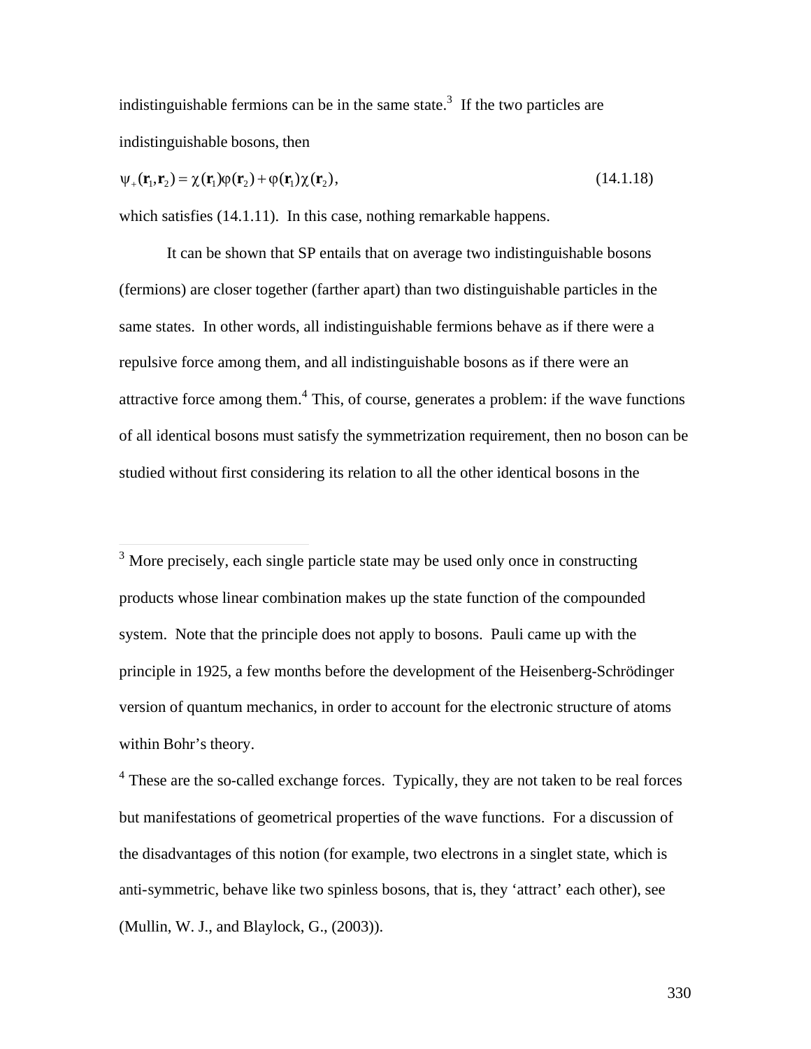indistinguishable fermions can be in the same state.[3] If the two particles are indistinguishable bosons, then

$$\psi_+(\mathbf{r}_1,\mathbf{r}_2) = \chi(\mathbf{r}_1)\varphi(\mathbf{r}_2) + \varphi(\mathbf{r}_1)\chi(\mathbf{r}_2), \tag{14.1.18}$$

which satisfies (14.1.11). In this case, nothing remarkable happens.

It can be shown that SP entails that on average two indistinguishable bosons (fermions) are closer together (farther apart) than two distinguishable particles in the same states. In other words, all indistinguishable fermions behave as if there were a repulsive force among them, and all indistinguishable bosons as if there were an attractive force among them.[4] This, of course, generates a problem: if the wave functions of all identical bosons must satisfy the symmetrization requirement, then no boson can be studied without first considering its relation to all the other identical bosons in the

---

[3] More precisely, each single particle state may be used only once in constructing products whose linear combination makes up the state function of the compounded system. Note that the principle does not apply to bosons. Pauli came up with the principle in 1925, a few months before the development of the Heisenberg-Schrödinger version of quantum mechanics, in order to account for the electronic structure of atoms within Bohr's theory.

[4] These are the so-called exchange forces. Typically, they are not taken to be real forces but manifestations of geometrical properties of the wave functions. For a discussion of the disadvantages of this notion (for example, two electrons in a singlet state, which is anti-symmetric, behave like two spinless bosons, that is, they 'attract' each other), see (Mullin, W. J., and Blaylock, G., (2003)).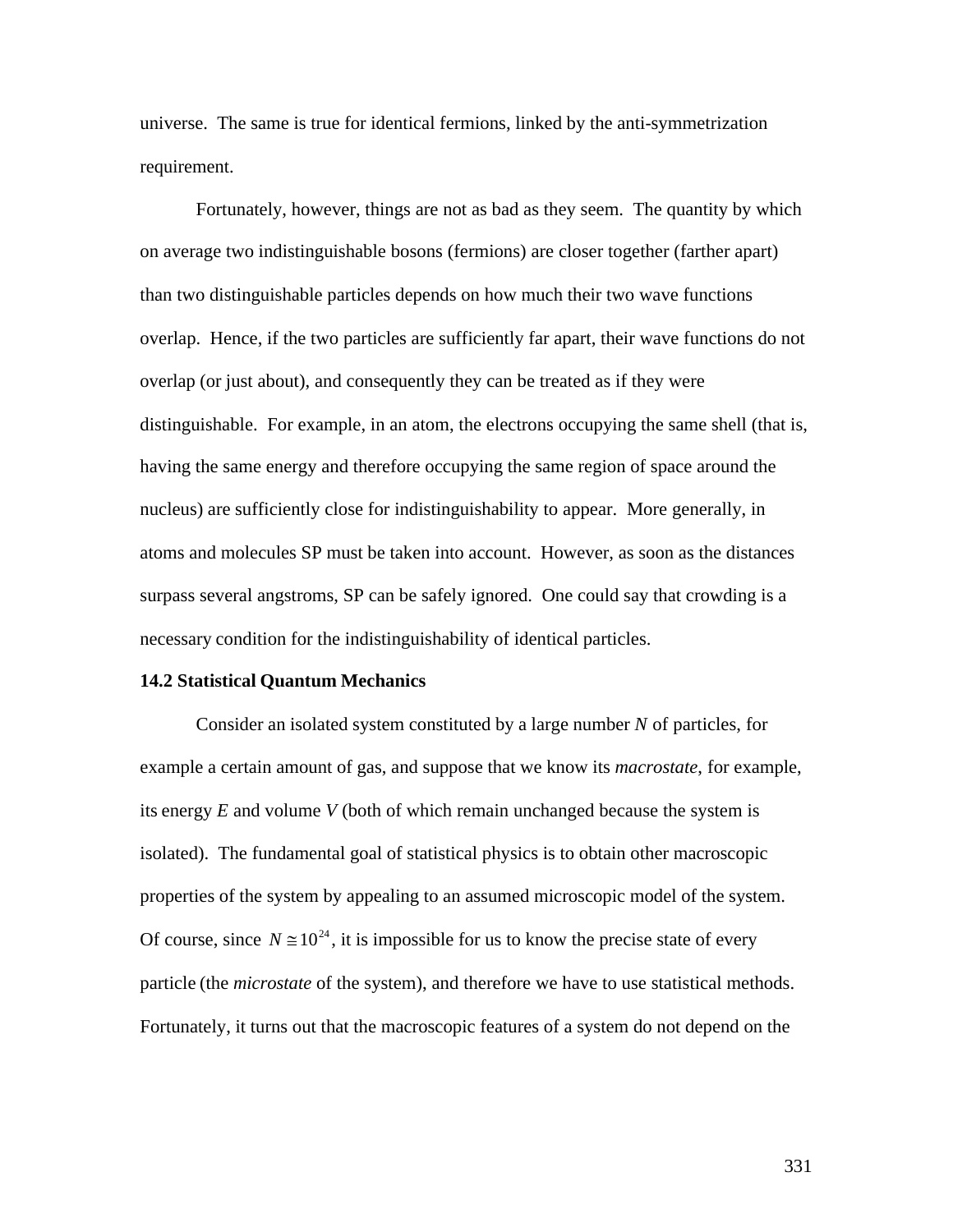universe. The same is true for identical fermions, linked by the anti-symmetrization requirement.

Fortunately, however, things are not as bad as they seem. The quantity by which on average two indistinguishable bosons (fermions) are closer together (farther apart) than two distinguishable particles depends on how much their two wave functions overlap. Hence, if the two particles are sufficiently far apart, their wave functions do not overlap (or just about), and consequently they can be treated as if they were distinguishable. For example, in an atom, the electrons occupying the same shell (that is, having the same energy and therefore occupying the same region of space around the nucleus) are sufficiently close for indistinguishability to appear. More generally, in atoms and molecules SP must be taken into account. However, as soon as the distances surpass several angstroms, SP can be safely ignored. One could say that crowding is a necessary condition for the indistinguishability of identical particles.

### 14.2 Statistical Quantum Mechanics

Consider an isolated system constituted by a large number $N$ of particles, for example a certain amount of gas, and suppose that we know its *macrostate*, for example, its energy $E$ and volume $V$ (both of which remain unchanged because the system is isolated). The fundamental goal of statistical physics is to obtain other macroscopic properties of the system by appealing to an assumed microscopic model of the system. Of course, since $N \cong 10^{24}$, it is impossible for us to know the precise state of every particle (the *microstate* of the system), and therefore we have to use statistical methods. Fortunately, it turns out that the macroscopic features of a system do not depend on the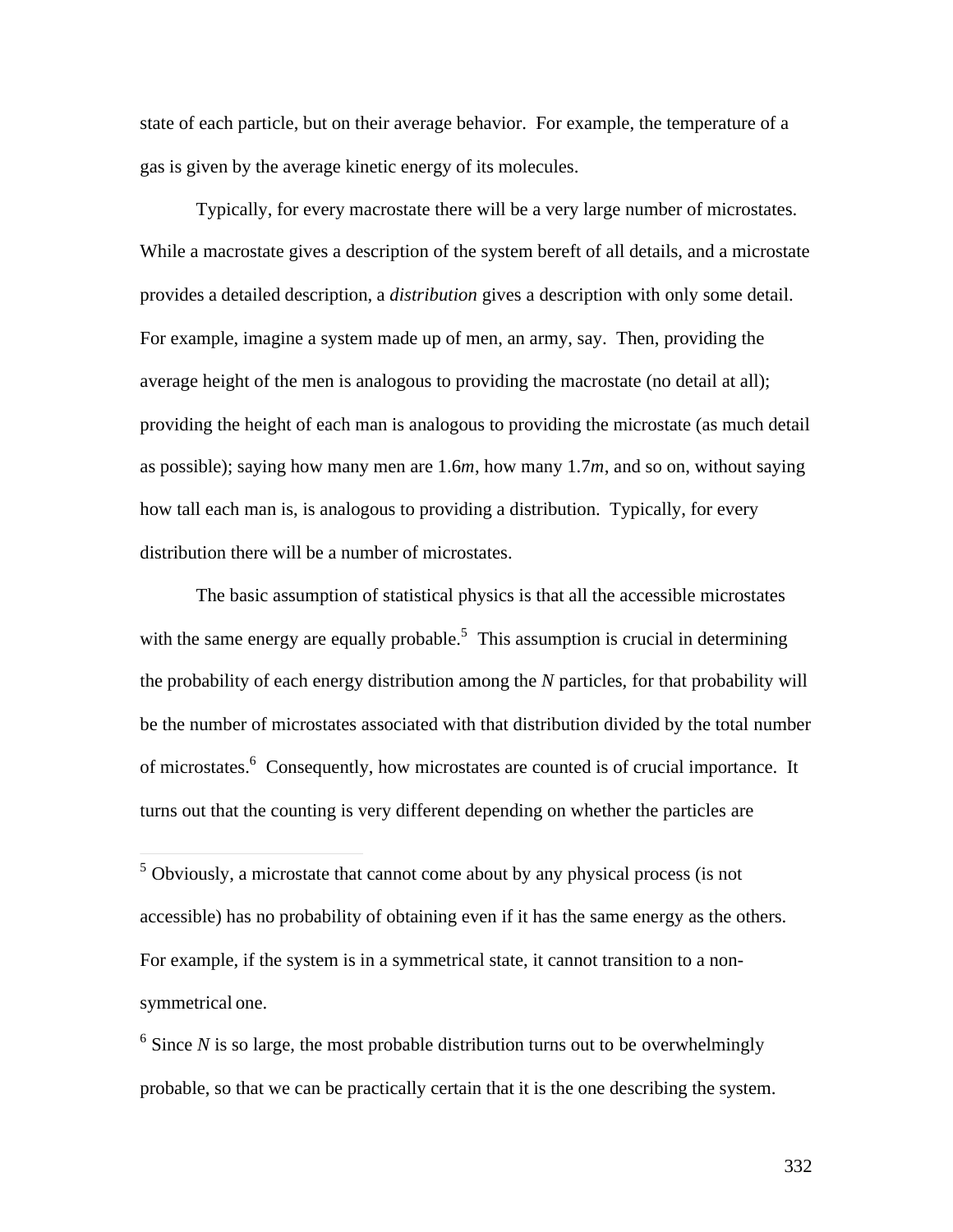state of each particle, but on their average behavior. For example, the temperature of a gas is given by the average kinetic energy of its molecules.

Typically, for every macrostate there will be a very large number of microstates. While a macrostate gives a description of the system bereft of all details, and a microstate provides a detailed description, a *distribution* gives a description with only some detail. For example, imagine a system made up of men, an army, say. Then, providing the average height of the men is analogous to providing the macrostate (no detail at all); providing the height of each man is analogous to providing the microstate (as much detail as possible); saying how many men are 1.6*m*, how many 1.7*m*, and so on, without saying how tall each man is, is analogous to providing a distribution. Typically, for every distribution there will be a number of microstates.

The basic assumption of statistical physics is that all the accessible microstates with the same energy are equally probable.[5] This assumption is crucial in determining the probability of each energy distribution among the $N$ particles, for that probability will be the number of microstates associated with that distribution divided by the total number of microstates.[6] Consequently, how microstates are counted is of crucial importance. It turns out that the counting is very different depending on whether the particles are

---

[5] Obviously, a microstate that cannot come about by any physical process (is not accessible) has no probability of obtaining even if it has the same energy as the others. For example, if the system is in a symmetrical state, it cannot transition to a non-symmetrical one.

[6] Since $N$ is so large, the most probable distribution turns out to be overwhelmingly probable, so that we can be practically certain that it is the one describing the system.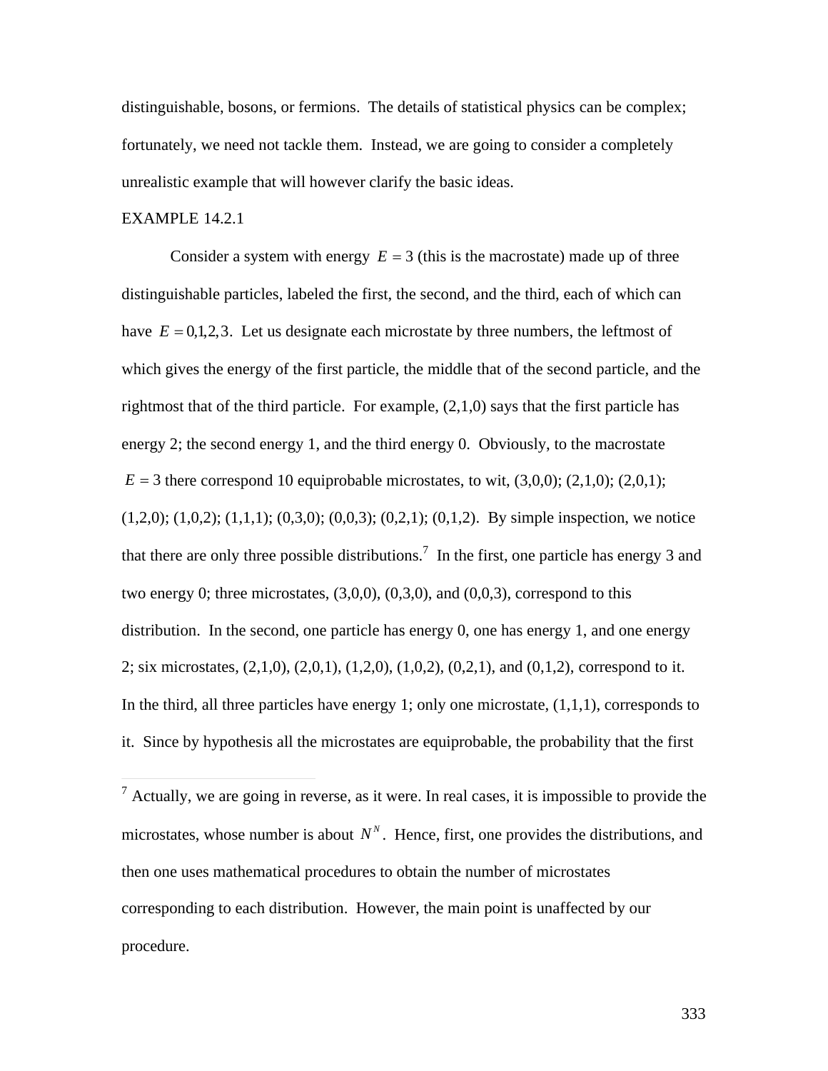distinguishable, bosons, or fermions. The details of statistical physics can be complex; fortunately, we need not tackle them. Instead, we are going to consider a completely unrealistic example that will however clarify the basic ideas.

EXAMPLE 14.2.1

Consider a system with energy $E = 3$ (this is the macrostate) made up of three distinguishable particles, labeled the first, the second, and the third, each of which can have $E = 0,1,2,3$. Let us designate each microstate by three numbers, the leftmost of which gives the energy of the first particle, the middle that of the second particle, and the rightmost that of the third particle. For example, (2,1,0) says that the first particle has energy 2; the second energy 1, and the third energy 0. Obviously, to the macrostate $E = 3$ there correspond 10 equiprobable microstates, to wit, (3,0,0); (2,1,0); (2,0,1); (1,2,0); (1,0,2); (1,1,1); (0,3,0); (0,0,3); (0,2,1); (0,1,2). By simple inspection, we notice that there are only three possible distributions.[7] In the first, one particle has energy 3 and two energy 0; three microstates, (3,0,0), (0,3,0), and (0,0,3), correspond to this distribution. In the second, one particle has energy 0, one has energy 1, and one energy 2; six microstates, (2,1,0), (2,0,1), (1,2,0), (1,0,2), (0,2,1), and (0,1,2), correspond to it. In the third, all three particles have energy 1; only one microstate, (1,1,1), corresponds to it. Since by hypothesis all the microstates are equiprobable, the probability that the first

---

[7] Actually, we are going in reverse, as it were. In real cases, it is impossible to provide the microstates, whose number is about $N^N$. Hence, first, one provides the distributions, and then one uses mathematical procedures to obtain the number of microstates corresponding to each distribution. However, the main point is unaffected by our procedure.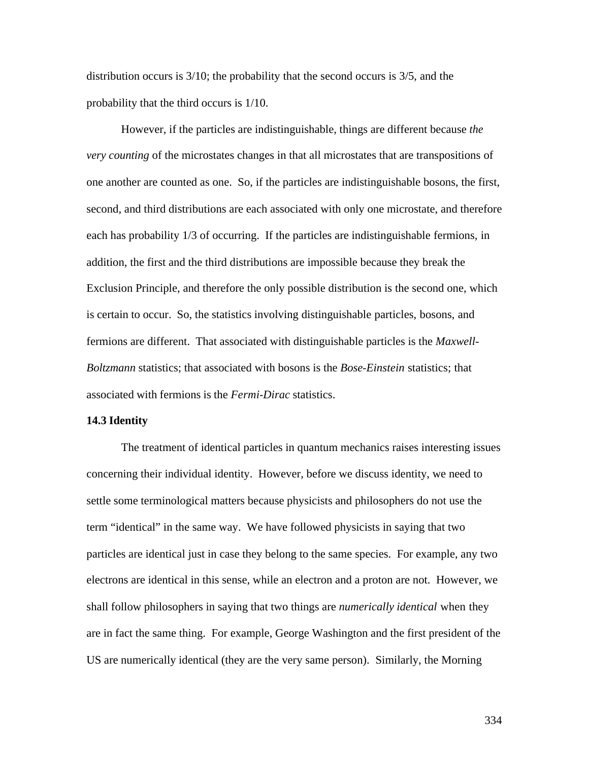distribution occurs is 3/10; the probability that the second occurs is 3/5, and the probability that the third occurs is 1/10.

However, if the particles are indistinguishable, things are different because *the very counting* of the microstates changes in that all microstates that are transpositions of one another are counted as one. So, if the particles are indistinguishable bosons, the first, second, and third distributions are each associated with only one microstate, and therefore each has probability 1/3 of occurring. If the particles are indistinguishable fermions, in addition, the first and the third distributions are impossible because they break the Exclusion Principle, and therefore the only possible distribution is the second one, which is certain to occur. So, the statistics involving distinguishable particles, bosons, and fermions are different. That associated with distinguishable particles is the *Maxwell-Boltzmann* statistics; that associated with bosons is the *Bose-Einstein* statistics; that associated with fermions is the *Fermi-Dirac* statistics.

### 14.3 Identity

The treatment of identical particles in quantum mechanics raises interesting issues concerning their individual identity. However, before we discuss identity, we need to settle some terminological matters because physicists and philosophers do not use the term "identical" in the same way. We have followed physicists in saying that two particles are identical just in case they belong to the same species. For example, any two electrons are identical in this sense, while an electron and a proton are not. However, we shall follow philosophers in saying that two things are *numerically identical* when they are in fact the same thing. For example, George Washington and the first president of the US are numerically identical (they are the very same person). Similarly, the Morning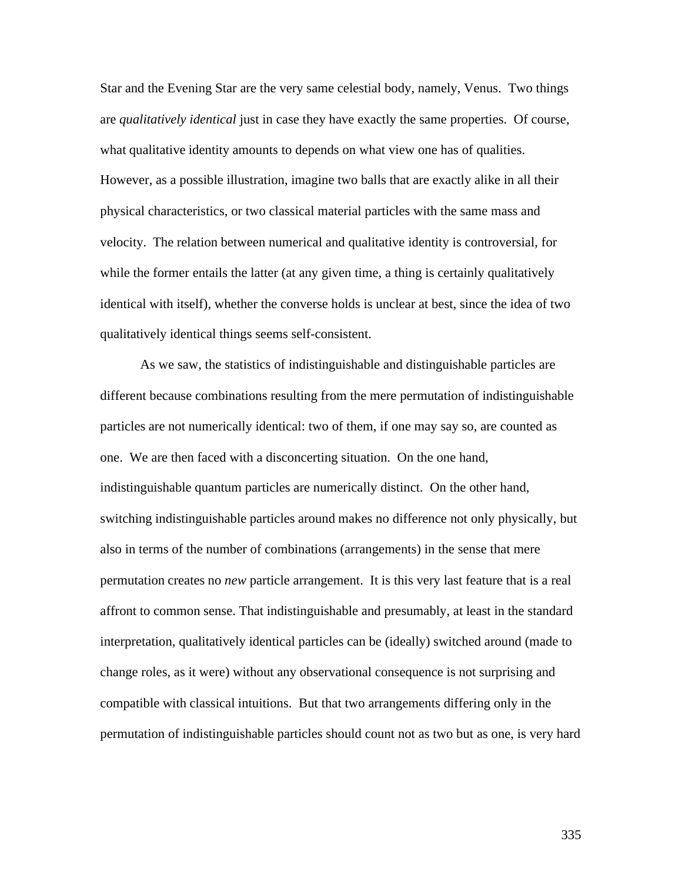Star and the Evening Star are the very same celestial body, namely, Venus. Two things are *qualitatively identical* just in case they have exactly the same properties. Of course, what qualitative identity amounts to depends on what view one has of qualities. However, as a possible illustration, imagine two balls that are exactly alike in all their physical characteristics, or two classical material particles with the same mass and velocity. The relation between numerical and qualitative identity is controversial, for while the former entails the latter (at any given time, a thing is certainly qualitatively identical with itself), whether the converse holds is unclear at best, since the idea of two qualitatively identical things seems self-consistent.

As we saw, the statistics of indistinguishable and distinguishable particles are different because combinations resulting from the mere permutation of indistinguishable particles are not numerically identical: two of them, if one may say so, are counted as one. We are then faced with a disconcerting situation. On the one hand, indistinguishable quantum particles are numerically distinct. On the other hand, switching indistinguishable particles around makes no difference not only physically, but also in terms of the number of combinations (arrangements) in the sense that mere permutation creates no *new* particle arrangement. It is this very last feature that is a real affront to common sense. That indistinguishable and presumably, at least in the standard interpretation, qualitatively identical particles can be (ideally) switched around (made to change roles, as it were) without any observational consequence is not surprising and compatible with classical intuitions. But that two arrangements differing only in the permutation of indistinguishable particles should count not as two but as one, is very hard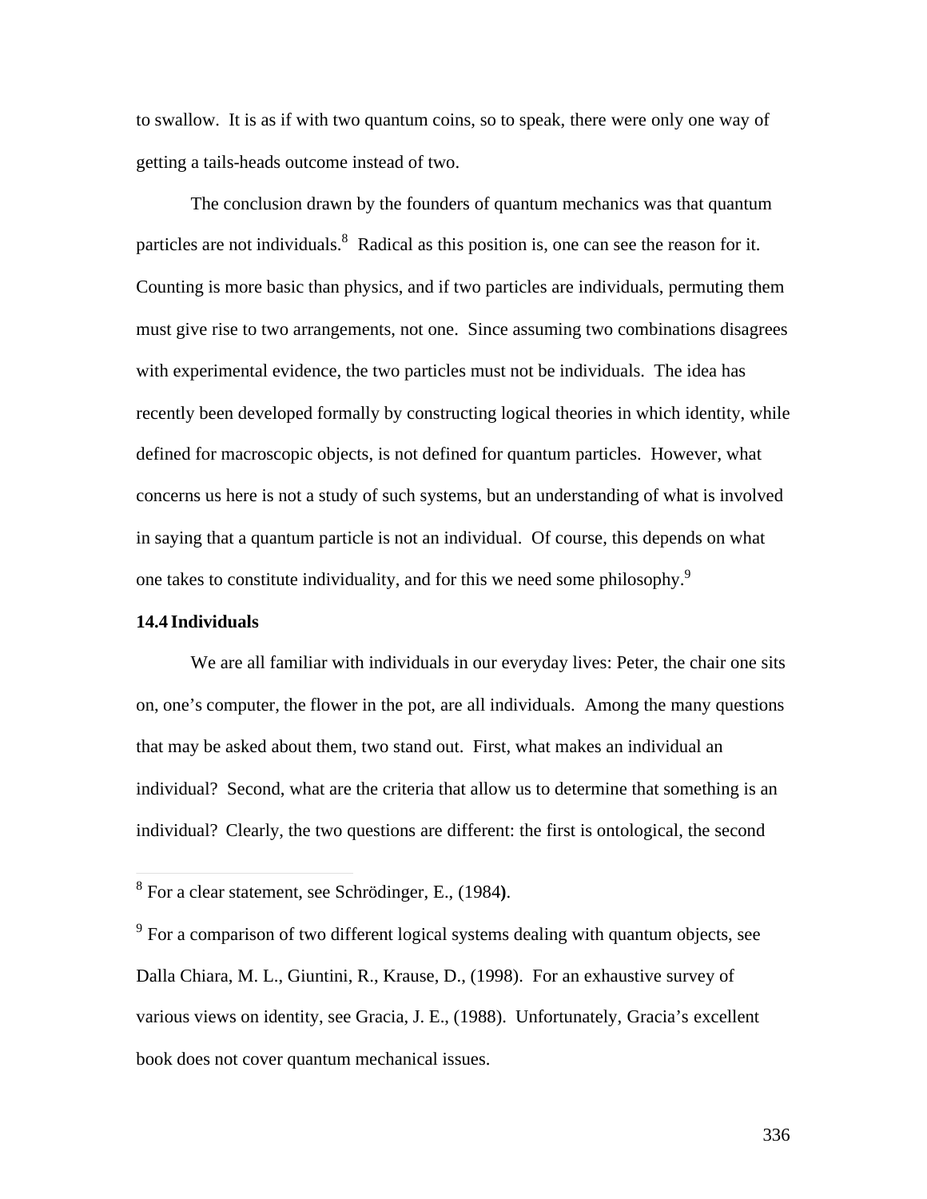to swallow. It is as if with two quantum coins, so to speak, there were only one way of getting a tails-heads outcome instead of two.

The conclusion drawn by the founders of quantum mechanics was that quantum particles are not individuals.[8] Radical as this position is, one can see the reason for it. Counting is more basic than physics, and if two particles are individuals, permuting them must give rise to two arrangements, not one. Since assuming two combinations disagrees with experimental evidence, the two particles must not be individuals. The idea has recently been developed formally by constructing logical theories in which identity, while defined for macroscopic objects, is not defined for quantum particles. However, what concerns us here is not a study of such systems, but an understanding of what is involved in saying that a quantum particle is not an individual. Of course, this depends on what one takes to constitute individuality, and for this we need some philosophy.[9]

### 14.4 Individuals

We are all familiar with individuals in our everyday lives: Peter, the chair one sits on, one's computer, the flower in the pot, are all individuals. Among the many questions that may be asked about them, two stand out. First, what makes an individual an individual? Second, what are the criteria that allow us to determine that something is an individual? Clearly, the two questions are different: the first is ontological, the second

---

[8] For a clear statement, see Schrödinger, E., (1984).

[9] For a comparison of two different logical systems dealing with quantum objects, see Dalla Chiara, M. L., Giuntini, R., Krause, D., (1998). For an exhaustive survey of various views on identity, see Gracia, J. E., (1988). Unfortunately, Gracia's excellent book does not cover quantum mechanical issues.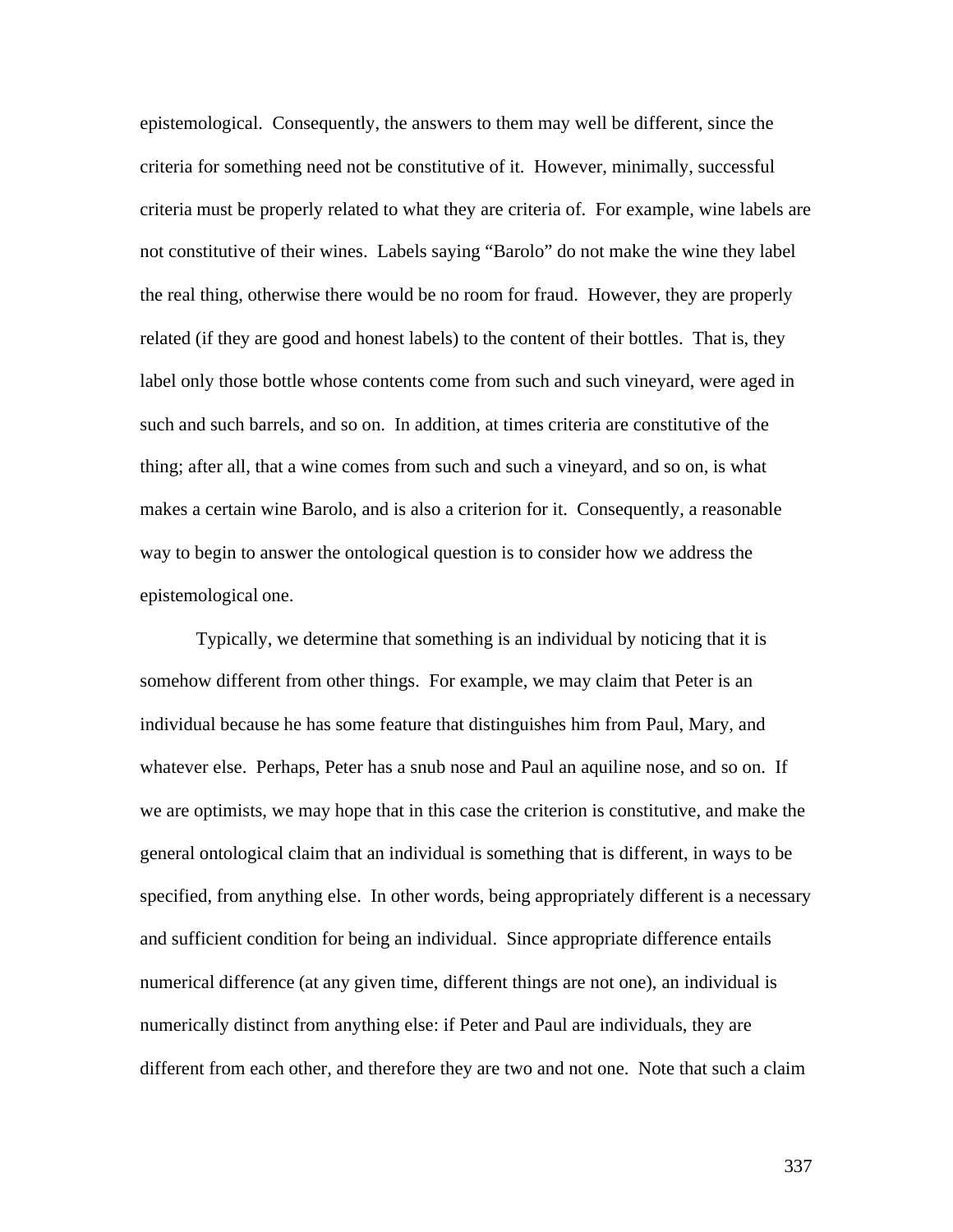epistemological. Consequently, the answers to them may well be different, since the criteria for something need not be constitutive of it. However, minimally, successful criteria must be properly related to what they are criteria of. For example, wine labels are not constitutive of their wines. Labels saying "Barolo" do not make the wine they label the real thing, otherwise there would be no room for fraud. However, they are properly related (if they are good and honest labels) to the content of their bottles. That is, they label only those bottle whose contents come from such and such vineyard, were aged in such and such barrels, and so on. In addition, at times criteria are constitutive of the thing; after all, that a wine comes from such and such a vineyard, and so on, is what makes a certain wine Barolo, and is also a criterion for it. Consequently, a reasonable way to begin to answer the ontological question is to consider how we address the epistemological one.

Typically, we determine that something is an individual by noticing that it is somehow different from other things. For example, we may claim that Peter is an individual because he has some feature that distinguishes him from Paul, Mary, and whatever else. Perhaps, Peter has a snub nose and Paul an aquiline nose, and so on. If we are optimists, we may hope that in this case the criterion is constitutive, and make the general ontological claim that an individual is something that is different, in ways to be specified, from anything else. In other words, being appropriately different is a necessary and sufficient condition for being an individual. Since appropriate difference entails numerical difference (at any given time, different things are not one), an individual is numerically distinct from anything else: if Peter and Paul are individuals, they are different from each other, and therefore they are two and not one. Note that such a claim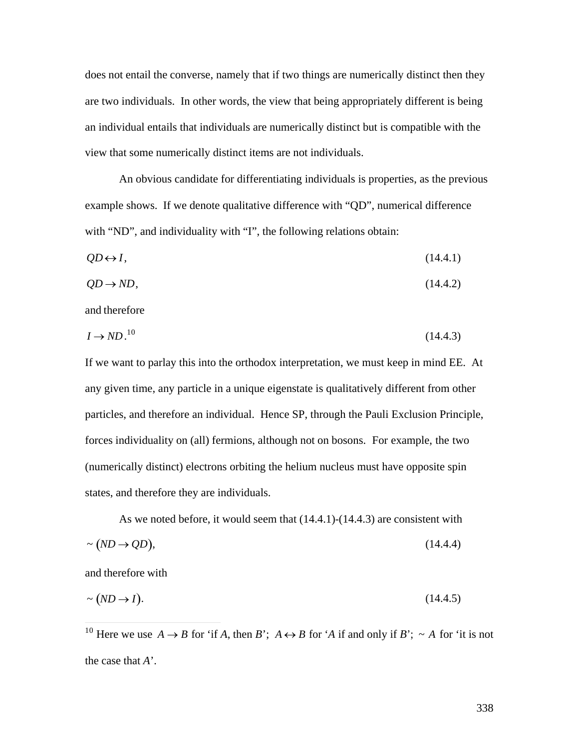does not entail the converse, namely that if two things are numerically distinct then they are two individuals. In other words, the view that being appropriately different is being an individual entails that individuals are numerically distinct but is compatible with the view that some numerically distinct items are not individuals.

An obvious candidate for differentiating individuals is properties, as the previous example shows. If we denote qualitative difference with "QD", numerical difference with "ND", and individuality with "I", the following relations obtain:

$$QD \leftrightarrow I, \tag{14.4.1}$$

$$QD \rightarrow ND, \tag{14.4.2}$$

and therefore

$$I \rightarrow ND.^{10} \tag{14.4.3}$$

If we want to parlay this into the orthodox interpretation, we must keep in mind EE. At any given time, any particle in a unique eigenstate is qualitatively different from other particles, and therefore an individual. Hence SP, through the Pauli Exclusion Principle, forces individuality on (all) fermions, although not on bosons. For example, the two (numerically distinct) electrons orbiting the helium nucleus must have opposite spin states, and therefore they are individuals.

As we noted before, it would seem that (14.4.1)-(14.4.3) are consistent with

$$\sim (ND \rightarrow QD), \tag{14.4.4}$$

and therefore with

$$\sim (ND \rightarrow I). \tag{14.4.5}$$

---

[10] Here we use $A \rightarrow B$ for 'if *A*, then *B*'; $A \leftrightarrow B$ for '*A* if and only if *B*'; $\sim A$ for 'it is not the case that *A*'.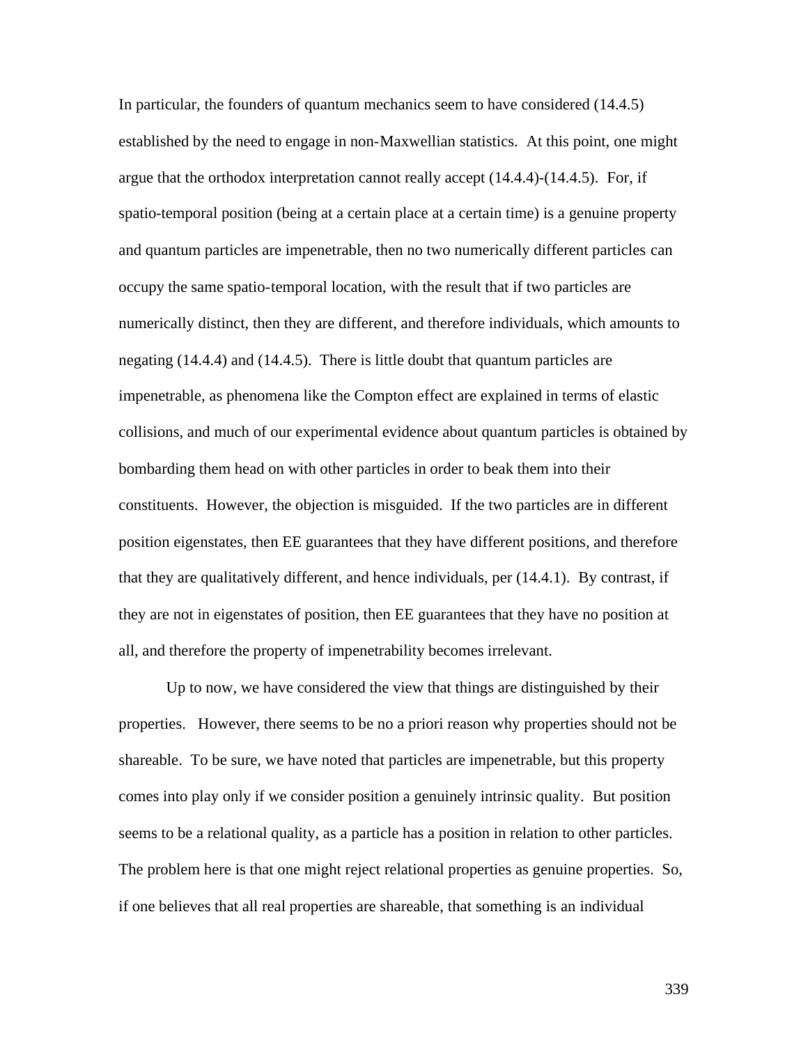In particular, the founders of quantum mechanics seem to have considered (14.4.5) established by the need to engage in non-Maxwellian statistics. At this point, one might argue that the orthodox interpretation cannot really accept (14.4.4)-(14.4.5). For, if spatio-temporal position (being at a certain place at a certain time) is a genuine property and quantum particles are impenetrable, then no two numerically different particles can occupy the same spatio-temporal location, with the result that if two particles are numerically distinct, then they are different, and therefore individuals, which amounts to negating (14.4.4) and (14.4.5). There is little doubt that quantum particles are impenetrable, as phenomena like the Compton effect are explained in terms of elastic collisions, and much of our experimental evidence about quantum particles is obtained by bombarding them head on with other particles in order to beak them into their constituents. However, the objection is misguided. If the two particles are in different position eigenstates, then EE guarantees that they have different positions, and therefore that they are qualitatively different, and hence individuals, per (14.4.1). By contrast, if they are not in eigenstates of position, then EE guarantees that they have no position at all, and therefore the property of impenetrability becomes irrelevant.

Up to now, we have considered the view that things are distinguished by their properties. However, there seems to be no a priori reason why properties should not be shareable. To be sure, we have noted that particles are impenetrable, but this property comes into play only if we consider position a genuinely intrinsic quality. But position seems to be a relational quality, as a particle has a position in relation to other particles. The problem here is that one might reject relational properties as genuine properties. So, if one believes that all real properties are shareable, that something is an individual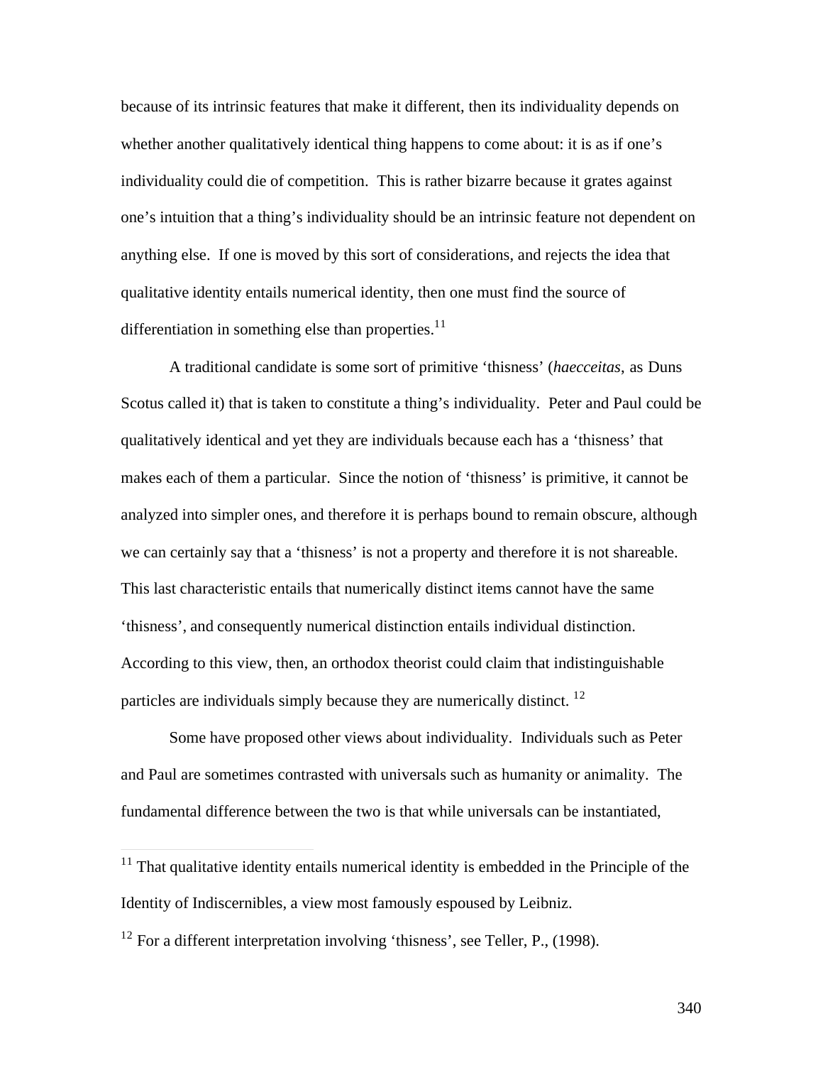because of its intrinsic features that make it different, then its individuality depends on whether another qualitatively identical thing happens to come about: it is as if one's individuality could die of competition. This is rather bizarre because it grates against one's intuition that a thing's individuality should be an intrinsic feature not dependent on anything else. If one is moved by this sort of considerations, and rejects the idea that qualitative identity entails numerical identity, then one must find the source of differentiation in something else than properties.[11]

A traditional candidate is some sort of primitive 'thisness' (*haecceitas*, as Duns Scotus called it) that is taken to constitute a thing's individuality. Peter and Paul could be qualitatively identical and yet they are individuals because each has a 'thisness' that makes each of them a particular. Since the notion of 'thisness' is primitive, it cannot be analyzed into simpler ones, and therefore it is perhaps bound to remain obscure, although we can certainly say that a 'thisness' is not a property and therefore it is not shareable. This last characteristic entails that numerically distinct items cannot have the same 'thisness', and consequently numerical distinction entails individual distinction. According to this view, then, an orthodox theorist could claim that indistinguishable particles are individuals simply because they are numerically distinct. [12]

Some have proposed other views about individuality. Individuals such as Peter and Paul are sometimes contrasted with universals such as humanity or animality. The fundamental difference between the two is that while universals can be instantiated,

---

[11] That qualitative identity entails numerical identity is embedded in the Principle of the Identity of Indiscernibles, a view most famously espoused by Leibniz.

[12] For a different interpretation involving 'thisness', see Teller, P., (1998).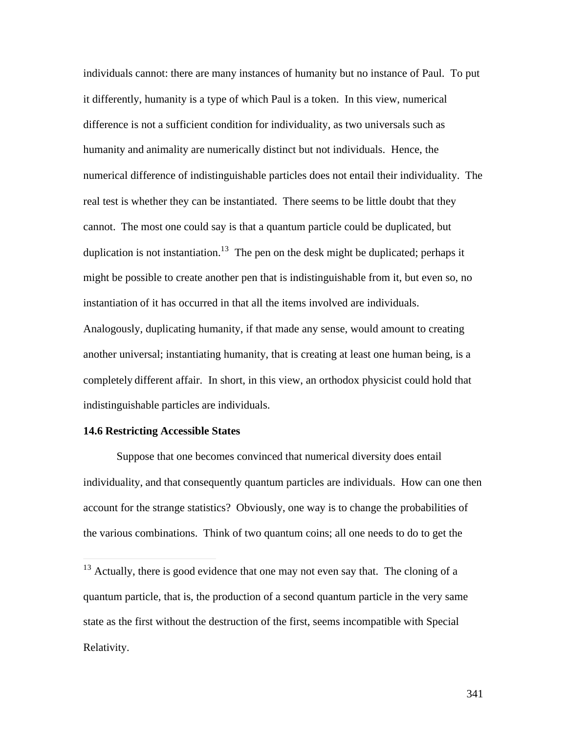individuals cannot: there are many instances of humanity but no instance of Paul. To put it differently, humanity is a type of which Paul is a token. In this view, numerical difference is not a sufficient condition for individuality, as two universals such as humanity and animality are numerically distinct but not individuals. Hence, the numerical difference of indistinguishable particles does not entail their individuality. The real test is whether they can be instantiated. There seems to be little doubt that they cannot. The most one could say is that a quantum particle could be duplicated, but duplication is not instantiation.[13] The pen on the desk might be duplicated; perhaps it might be possible to create another pen that is indistinguishable from it, but even so, no instantiation of it has occurred in that all the items involved are individuals. Analogously, duplicating humanity, if that made any sense, would amount to creating another universal; instantiating humanity, that is creating at least one human being, is a completely different affair. In short, in this view, an orthodox physicist could hold that indistinguishable particles are individuals.

### 14.6 Restricting Accessible States

Suppose that one becomes convinced that numerical diversity does entail individuality, and that consequently quantum particles are individuals. How can one then account for the strange statistics? Obviously, one way is to change the probabilities of the various combinations. Think of two quantum coins; all one needs to do to get the

---

[13] Actually, there is good evidence that one may not even say that. The cloning of a quantum particle, that is, the production of a second quantum particle in the very same state as the first without the destruction of the first, seems incompatible with Special Relativity.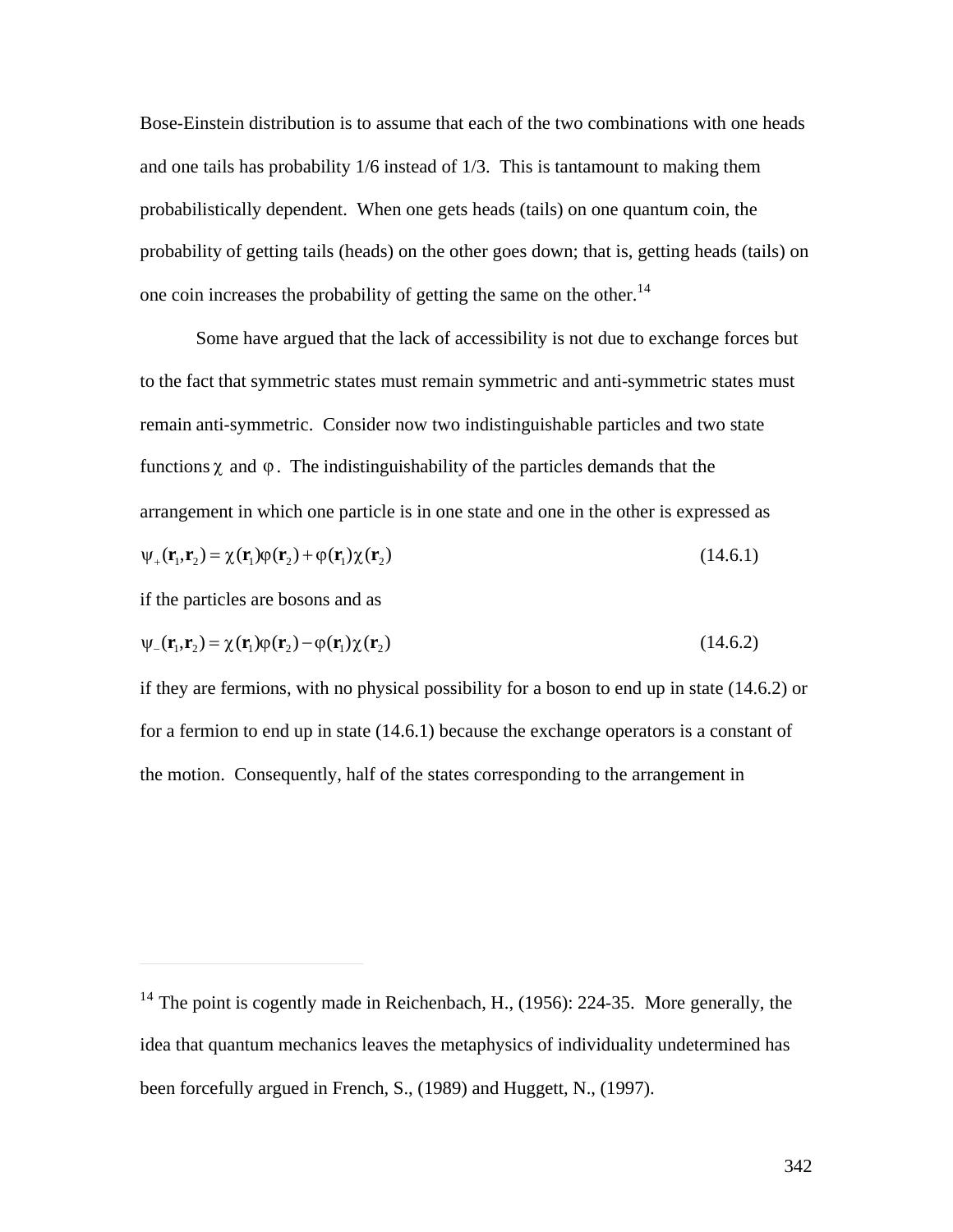Bose-Einstein distribution is to assume that each of the two combinations with one heads and one tails has probability 1/6 instead of 1/3. This is tantamount to making them probabilistically dependent. When one gets heads (tails) on one quantum coin, the probability of getting tails (heads) on the other goes down; that is, getting heads (tails) on one coin increases the probability of getting the same on the other.[14]

Some have argued that the lack of accessibility is not due to exchange forces but to the fact that symmetric states must remain symmetric and anti-symmetric states must remain anti-symmetric. Consider now two indistinguishable particles and two state functions $\chi$ and $\varphi$. The indistinguishability of the particles demands that the arrangement in which one particle is in one state and one in the other is expressed as

$$\psi_+(\mathbf{r}_1,\mathbf{r}_2) = \chi(\mathbf{r}_1)\varphi(\mathbf{r}_2) + \varphi(\mathbf{r}_1)\chi(\mathbf{r}_2) \tag{14.6.1}$$

if the particles are bosons and as

$$\psi_-(\mathbf{r}_1,\mathbf{r}_2) = \chi(\mathbf{r}_1)\varphi(\mathbf{r}_2) - \varphi(\mathbf{r}_1)\chi(\mathbf{r}_2) \tag{14.6.2}$$

if they are fermions, with no physical possibility for a boson to end up in state (14.6.2) or for a fermion to end up in state (14.6.1) because the exchange operators is a constant of the motion. Consequently, half of the states corresponding to the arrangement in

---

[14] The point is cogently made in Reichenbach, H., (1956): 224-35. More generally, the idea that quantum mechanics leaves the metaphysics of individuality undetermined has been forcefully argued in French, S., (1989) and Huggett, N., (1997).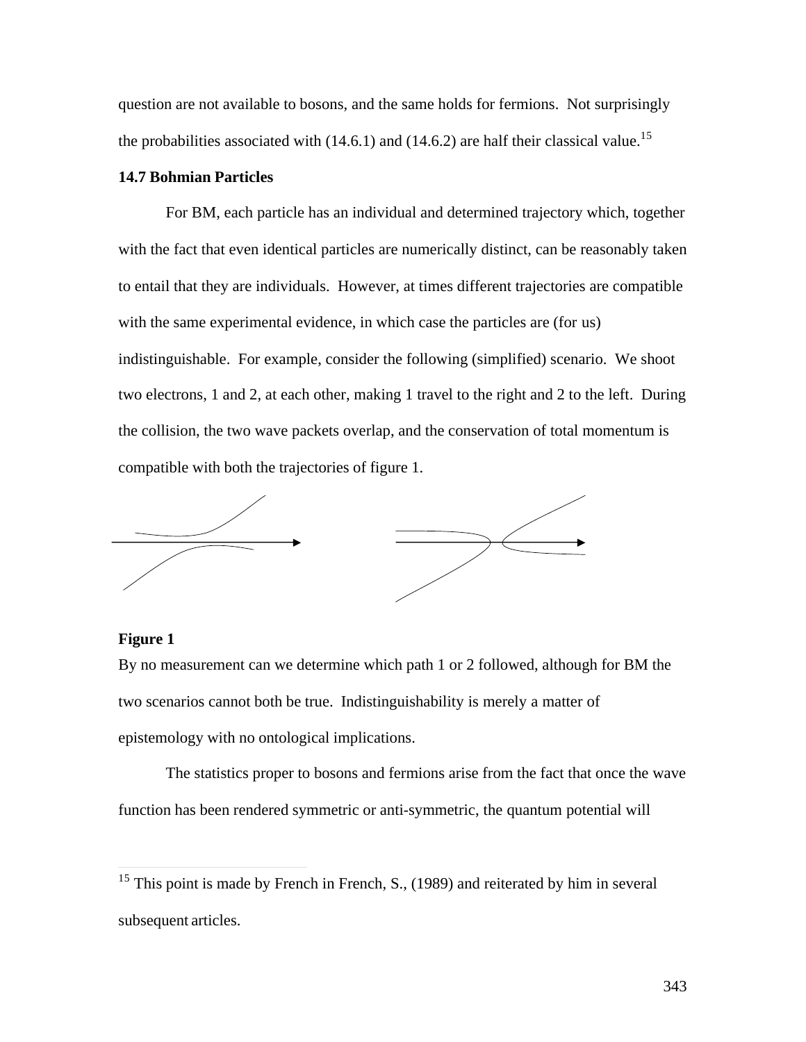question are not available to bosons, and the same holds for fermions. Not surprisingly the probabilities associated with (14.6.1) and (14.6.2) are half their classical value.[15]

### 14.7 Bohmian Particles

For BM, each particle has an individual and determined trajectory which, together with the fact that even identical particles are numerically distinct, can be reasonably taken to entail that they are individuals. However, at times different trajectories are compatible with the same experimental evidence, in which case the particles are (for us) indistinguishable. For example, consider the following (simplified) scenario. We shoot two electrons, 1 and 2, at each other, making 1 travel to the right and 2 to the left. During the collision, the two wave packets overlap, and the conservation of total momentum is compatible with both the trajectories of figure 1.

**Figure 1**

By no measurement can we determine which path 1 or 2 followed, although for BM the two scenarios cannot both be true. Indistinguishability is merely a matter of epistemology with no ontological implications.

The statistics proper to bosons and fermions arise from the fact that once the wave function has been rendered symmetric or anti-symmetric, the quantum potential will

---

[15] This point is made by French in French, S., (1989) and reiterated by him in several subsequent articles.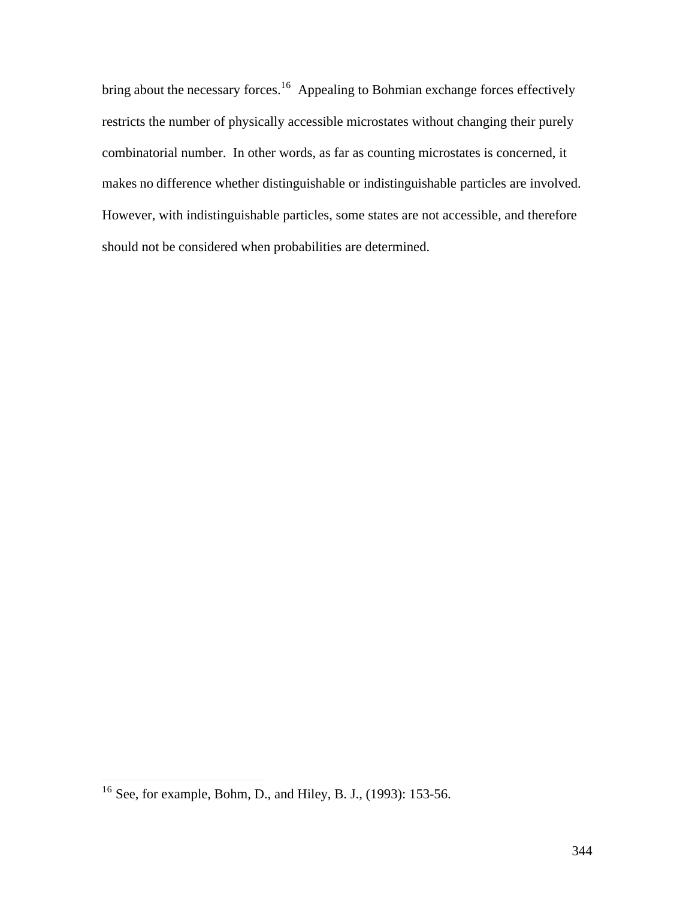bring about the necessary forces.[16] Appealing to Bohmian exchange forces effectively restricts the number of physically accessible microstates without changing their purely combinatorial number. In other words, as far as counting microstates is concerned, it makes no difference whether distinguishable or indistinguishable particles are involved. However, with indistinguishable particles, some states are not accessible, and therefore should not be considered when probabilities are determined.

---

[16] See, for example, Bohm, D., and Hiley, B. J., (1993): 153-56.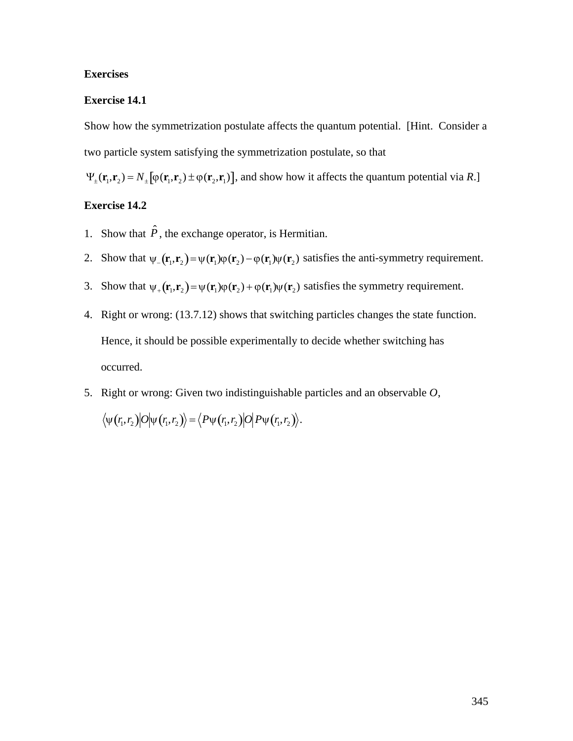**Exercises**

**Exercise 14.1**

Show how the symmetrization postulate affects the quantum potential. [Hint. Consider a two particle system satisfying the symmetrization postulate, so that $\Psi_{\pm}(\mathbf{r}_1,\mathbf{r}_2) = N_{\pm}[\varphi(\mathbf{r}_1,\mathbf{r}_2) \pm \varphi(\mathbf{r}_2,\mathbf{r}_1)]$, and show how it affects the quantum potential via *R*.]

**Exercise 14.2**

1. Show that $\hat{P}$, the exchange operator, is Hermitian.
2. Show that $\psi_{-}(\mathbf{r}_1,\mathbf{r}_2) = \psi(\mathbf{r}_1)\varphi(\mathbf{r}_2) - \varphi(\mathbf{r}_1)\psi(\mathbf{r}_2)$ satisfies the anti-symmetry requirement.
3. Show that $\psi_{+}(\mathbf{r}_1,\mathbf{r}_2) = \psi(\mathbf{r}_1)\varphi(\mathbf{r}_2) + \varphi(\mathbf{r}_1)\psi(\mathbf{r}_2)$ satisfies the symmetry requirement.
4. Right or wrong: (13.7.12) shows that switching particles changes the state function. Hence, it should be possible experimentally to decide whether switching has occurred.
5. Right or wrong: Given two indistinguishable particles and an observable *O*, $\langle \psi(r_1,r_2) | O | \psi(r_1,r_2) \rangle = \langle P\psi(r_1,r_2) | O | P\psi(r_1,r_2) \rangle$.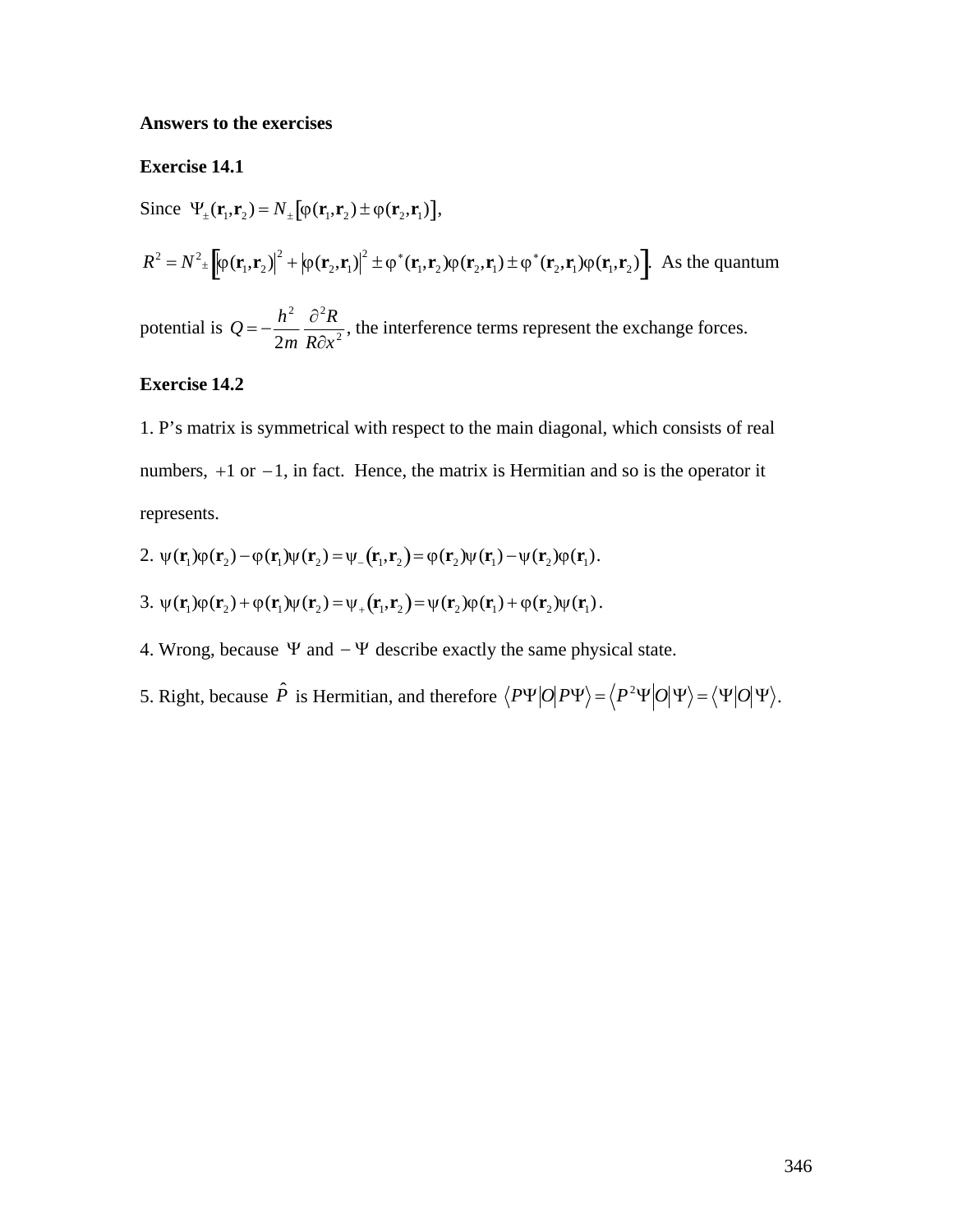**Answers to the exercises**

**Exercise 14.1**

Since $\Psi_{\pm}(\mathbf{r}_1,\mathbf{r}_2) = N_{\pm}\left[\varphi(\mathbf{r}_1,\mathbf{r}_2) \pm \varphi(\mathbf{r}_2,\mathbf{r}_1)\right]$,

$R^2 = N^2{}_{\pm}\left[\left|\varphi(\mathbf{r}_1,\mathbf{r}_2)\right|^2 + \left|\varphi(\mathbf{r}_2,\mathbf{r}_1)\right|^2 \pm \varphi^*(\mathbf{r}_1,\mathbf{r}_2)\varphi(\mathbf{r}_2,\mathbf{r}_1) \pm \varphi^*(\mathbf{r}_2,\mathbf{r}_1)\varphi(\mathbf{r}_1,\mathbf{r}_2)\right]$. As the quantum potential is $Q = -\dfrac{h^2}{2m}\dfrac{\partial^2 R}{R\partial x^2}$, the interference terms represent the exchange forces.

**Exercise 14.2**

1. P's matrix is symmetrical with respect to the main diagonal, which consists of real numbers, $+1$ or $-1$, in fact. Hence, the matrix is Hermitian and so is the operator it represents.

2. $\psi(\mathbf{r}_1)\varphi(\mathbf{r}_2) - \varphi(\mathbf{r}_1)\psi(\mathbf{r}_2) = \psi_-(\mathbf{r}_1,\mathbf{r}_2) = \varphi(\mathbf{r}_2)\psi(\mathbf{r}_1) - \psi(\mathbf{r}_2)\varphi(\mathbf{r}_1)$.

3. $\psi(\mathbf{r}_1)\varphi(\mathbf{r}_2) + \varphi(\mathbf{r}_1)\psi(\mathbf{r}_2) = \psi_+(\mathbf{r}_1,\mathbf{r}_2) = \psi(\mathbf{r}_2)\varphi(\mathbf{r}_1) + \varphi(\mathbf{r}_2)\psi(\mathbf{r}_1)$.

4. Wrong, because $\Psi$ and $-\Psi$ describe exactly the same physical state.

5. Right, because $\hat{P}$ is Hermitian, and therefore $\langle P\Psi|O|P\Psi\rangle = \langle P^2\Psi|O|\Psi\rangle = \langle\Psi|O|\Psi\rangle$.